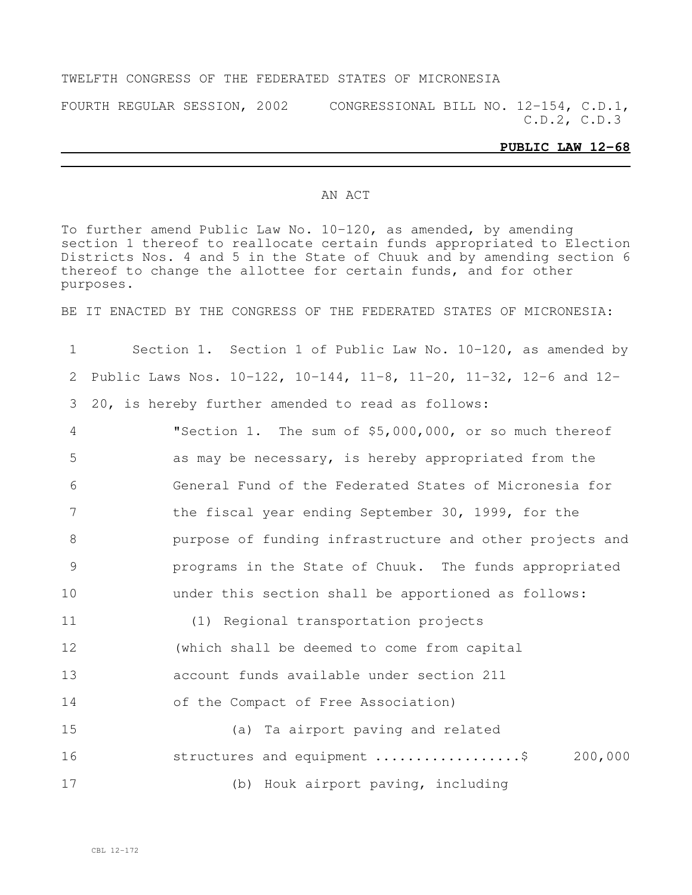TWELFTH CONGRESS OF THE FEDERATED STATES OF MICRONESIA

FOURTH REGULAR SESSION, 2002 CONGRESSIONAL BILL NO. 12-154, C.D.1, C.D.2, C.D.3

**PUBLIC LAW 12-68**

AN ACT

To further amend Public Law No. 10-120, as amended, by amending section 1 thereof to reallocate certain funds appropriated to Election Districts Nos. 4 and 5 in the State of Chuuk and by amending section 6 thereof to change the allottee for certain funds, and for other purposes.

BE IT ENACTED BY THE CONGRESS OF THE FEDERATED STATES OF MICRONESIA:

1 Section 1. Section 1 of Public Law No. 10-120, as amended by
2 Public Laws Nos. 10-122, 10-144, 11-8, 11-20, 11-32, 12-6 and 12-
3 20, is hereby further amended to read as follows:
4 "Section 1. The sum of $5,000,000, or so much thereof
5 as may be necessary, is hereby appropriated from the
6 General Fund of the Federated States of Micronesia for
7 the fiscal year ending September 30, 1999, for the
8 purpose of funding infrastructure and other projects and
9 programs in the State of Chuuk. The funds appropriated
10 under this section shall be apportioned as follows:
11 (1) Regional transportation projects
12 (which shall be deemed to come from capital
13 account funds available under section 211
14 of the Compact of Free Association)
15 (a) Ta airport paving and related
16 structures and equipment ..................$ 200,000
17 (b) Houk airport paving, including

CBL 12-172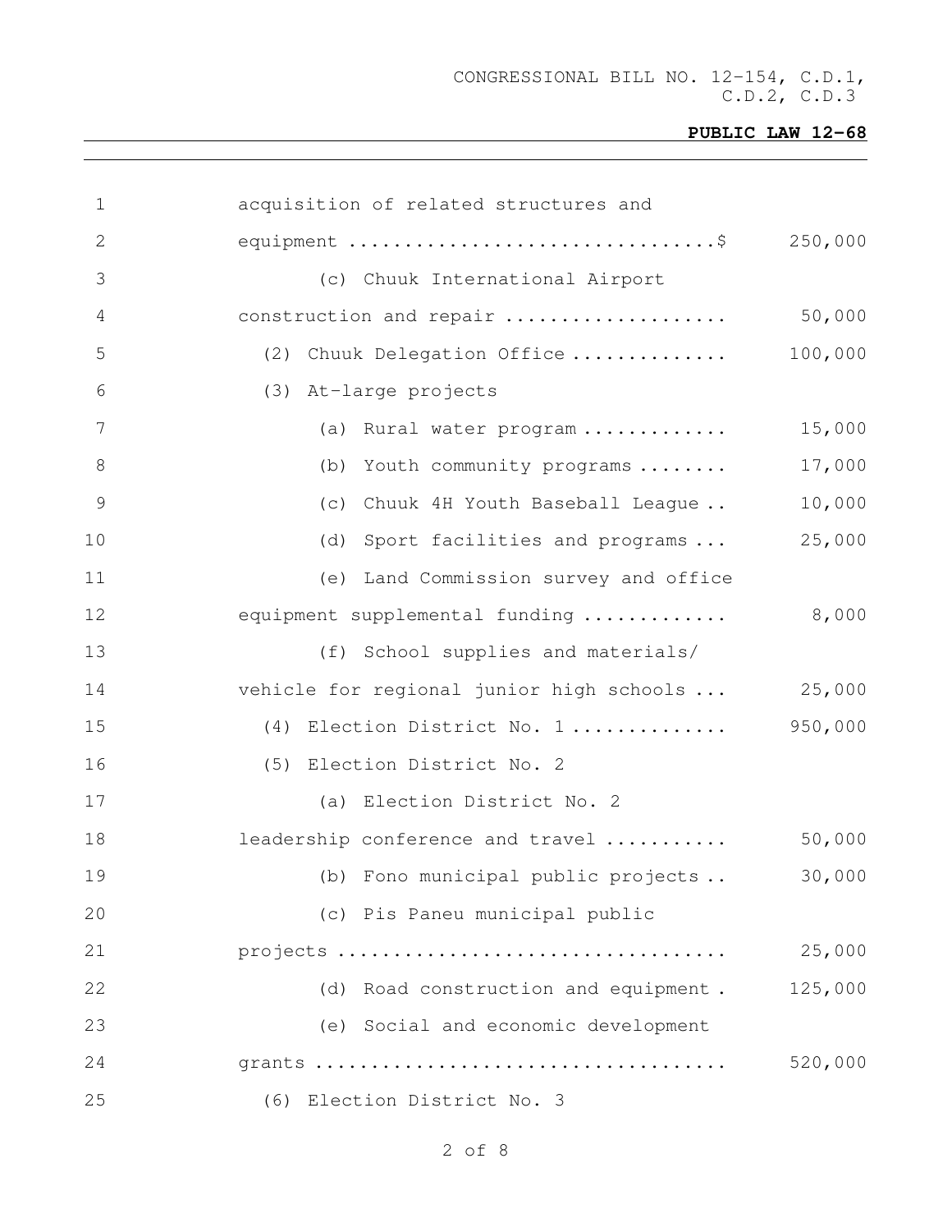acquisition of related structures and equipment ................................$ 250,000

(c) Chuuk International Airport construction and repair .................... 50,000

(2) Chuuk Delegation Office .............. 100,000

(3) At-large projects

(a) Rural water program ............. 15,000

(b) Youth community programs ........ 17,000

(c) Chuuk 4H Youth Baseball League .. 10,000

(d) Sport facilities and programs ... 25,000

(e) Land Commission survey and office equipment supplemental funding ............. 8,000

(f) School supplies and materials/ vehicle for regional junior high schools ... 25,000

(4) Election District No. 1 .............. 950,000

(5) Election District No. 2

(a) Election District No. 2 leadership conference and travel ........... 50,000

(b) Fono municipal public projects .. 30,000

(c) Pis Paneu municipal public projects ................................... 25,000

(d) Road construction and equipment . 125,000

(e) Social and economic development grants .................................... 520,000

(6) Election District No. 3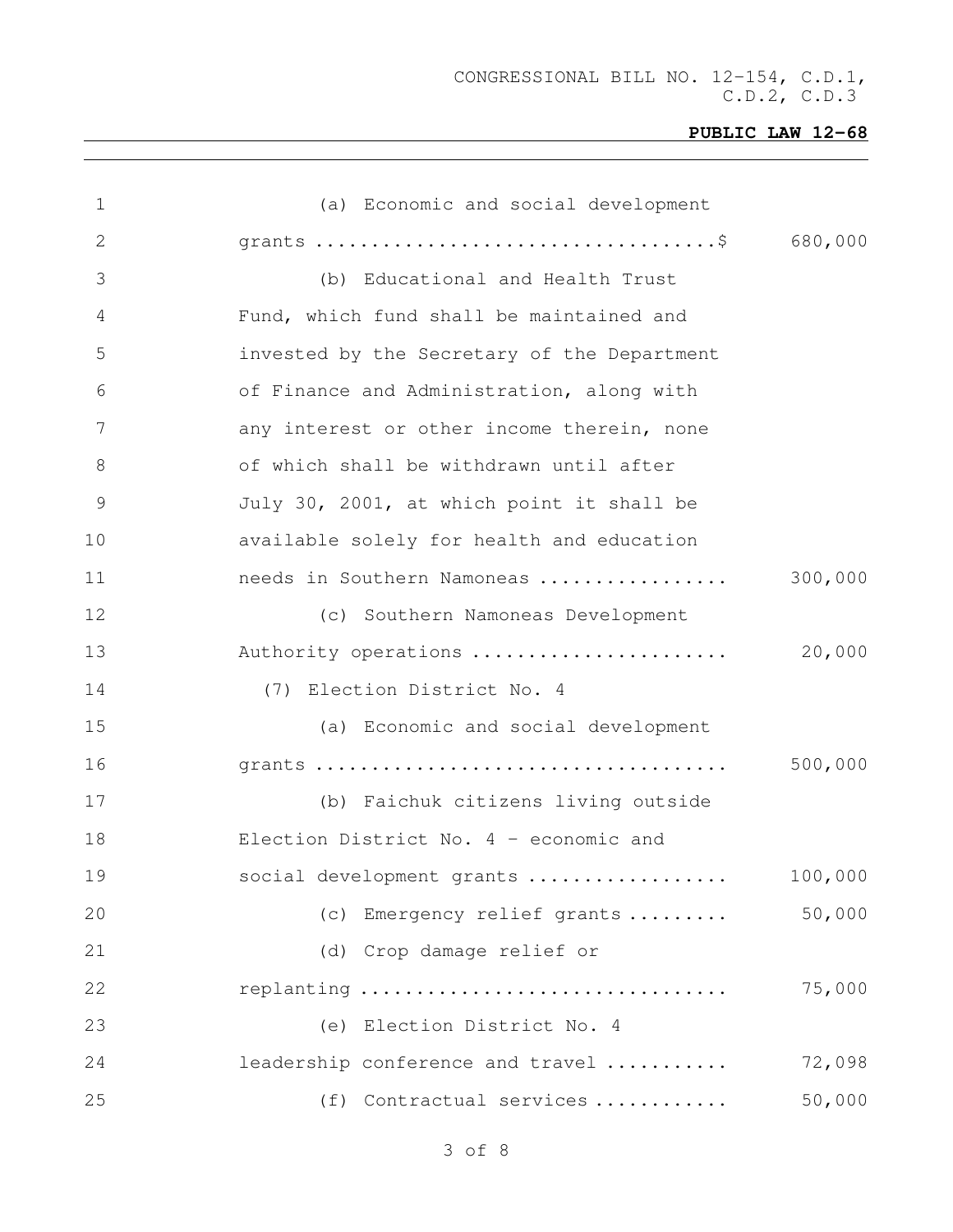(a) Economic and social development grants ....................................$ 680,000

(b) Educational and Health Trust Fund, which fund shall be maintained and invested by the Secretary of the Department of Finance and Administration, along with any interest or other income therein, none of which shall be withdrawn until after July 30, 2001, at which point it shall be available solely for health and education needs in Southern Namoneas ................. 300,000

(c) Southern Namoneas Development Authority operations ....................... 20,000

(7) Election District No. 4

(a) Economic and social development grants .................................... 500,000

(b) Faichuk citizens living outside Election District No. 4 - economic and social development grants .................. 100,000

(c) Emergency relief grants ......... 50,000

(d) Crop damage relief or replanting ................................ 75,000

(e) Election District No. 4 leadership conference and travel ........... 72,098

(f) Contractual services ............ 50,000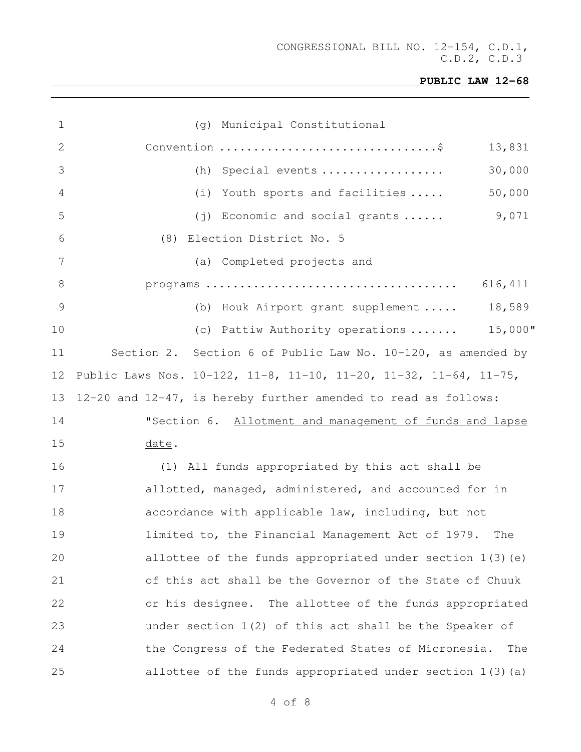(g) Municipal Constitutional Convention ............................... $ 13,831

(h) Special events .................. 30,000

(i) Youth sports and facilities ..... 50,000

(j) Economic and social grants ...... 9,071

(8) Election District No. 5

(a) Completed projects and programs .................................... 616,411

(b) Houk Airport grant supplement ..... 18,589

(c) Pattiw Authority operations ....... 15,000"

Section 2. Section 6 of Public Law No. 10-120, as amended by Public Laws Nos. 10-122, 11-8, 11-10, 11-20, 11-32, 11-64, 11-75, 12-20 and 12-47, is hereby further amended to read as follows:

"Section 6. <u>Allotment and management of funds and lapse date</u>.

(1) All funds appropriated by this act shall be allotted, managed, administered, and accounted for in accordance with applicable law, including, but not limited to, the Financial Management Act of 1979. The allottee of the funds appropriated under section 1(3)(e) of this act shall be the Governor of the State of Chuuk or his designee. The allottee of the funds appropriated under section 1(2) of this act shall be the Speaker of the Congress of the Federated States of Micronesia. The allottee of the funds appropriated under section 1(3)(a)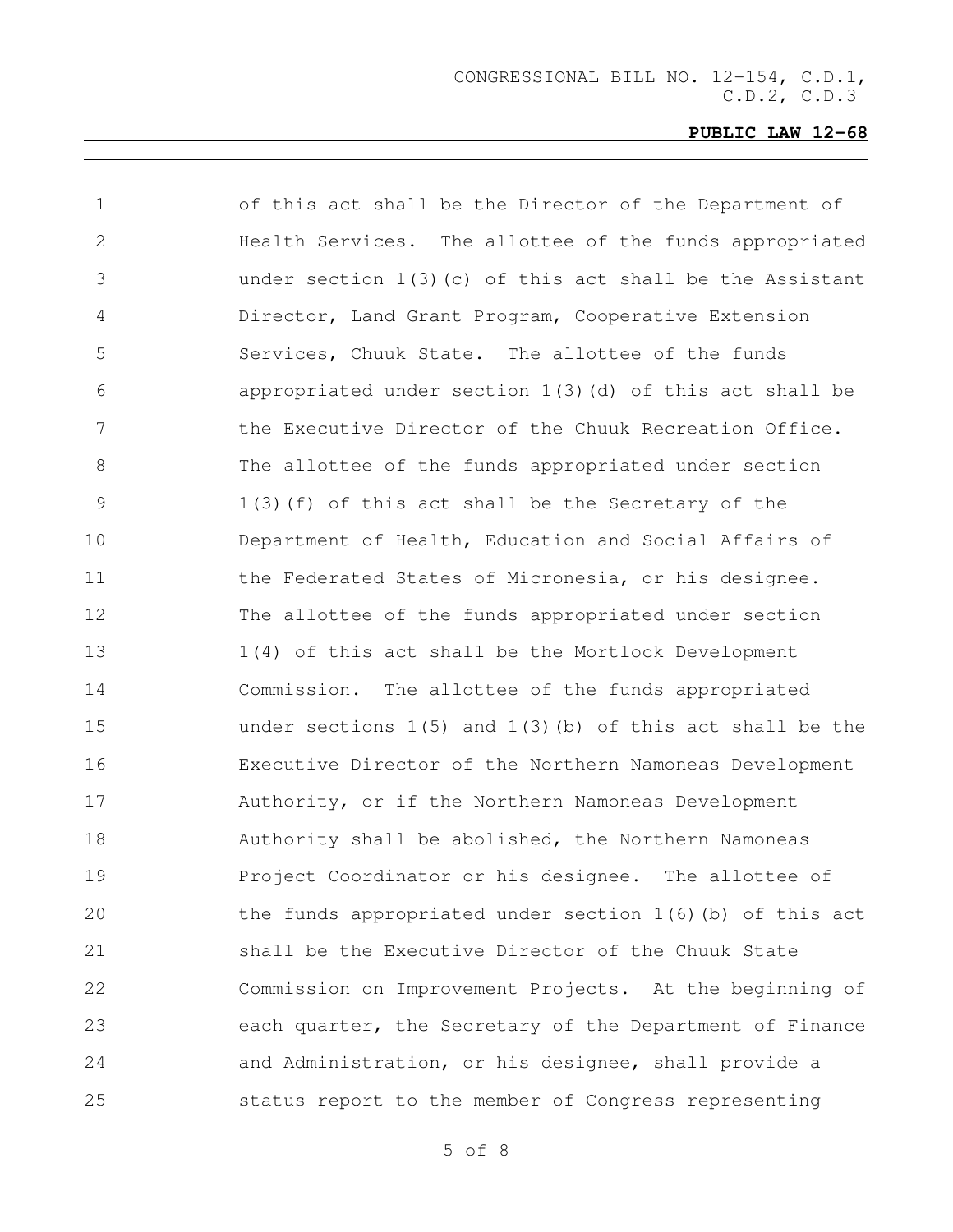of this act shall be the Director of the Department of Health Services. The allottee of the funds appropriated under section 1(3)(c) of this act shall be the Assistant Director, Land Grant Program, Cooperative Extension Services, Chuuk State. The allottee of the funds appropriated under section 1(3)(d) of this act shall be the Executive Director of the Chuuk Recreation Office. The allottee of the funds appropriated under section 1(3)(f) of this act shall be the Secretary of the Department of Health, Education and Social Affairs of the Federated States of Micronesia, or his designee. The allottee of the funds appropriated under section 1(4) of this act shall be the Mortlock Development Commission. The allottee of the funds appropriated under sections 1(5) and 1(3)(b) of this act shall be the Executive Director of the Northern Namoneas Development Authority, or if the Northern Namoneas Development Authority shall be abolished, the Northern Namoneas Project Coordinator or his designee. The allottee of the funds appropriated under section 1(6)(b) of this act shall be the Executive Director of the Chuuk State Commission on Improvement Projects. At the beginning of each quarter, the Secretary of the Department of Finance and Administration, or his designee, shall provide a status report to the member of Congress representing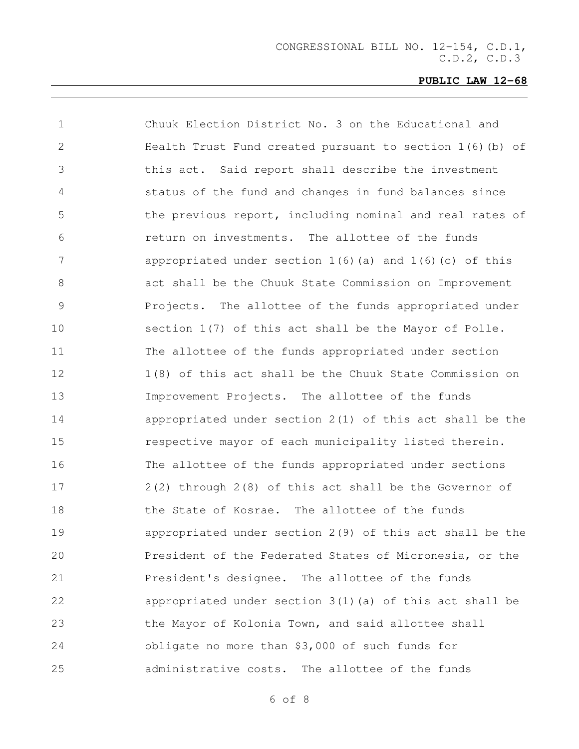Chuuk Election District No. 3 on the Educational and Health Trust Fund created pursuant to section 1(6)(b) of this act. Said report shall describe the investment status of the fund and changes in fund balances since the previous report, including nominal and real rates of return on investments. The allottee of the funds appropriated under section 1(6)(a) and 1(6)(c) of this act shall be the Chuuk State Commission on Improvement Projects. The allottee of the funds appropriated under section 1(7) of this act shall be the Mayor of Polle. The allottee of the funds appropriated under section 1(8) of this act shall be the Chuuk State Commission on Improvement Projects. The allottee of the funds appropriated under section 2(1) of this act shall be the respective mayor of each municipality listed therein. The allottee of the funds appropriated under sections 2(2) through 2(8) of this act shall be the Governor of the State of Kosrae. The allottee of the funds appropriated under section 2(9) of this act shall be the President of the Federated States of Micronesia, or the President's designee. The allottee of the funds appropriated under section 3(1)(a) of this act shall be the Mayor of Kolonia Town, and said allottee shall obligate no more than $3,000 of such funds for administrative costs. The allottee of the funds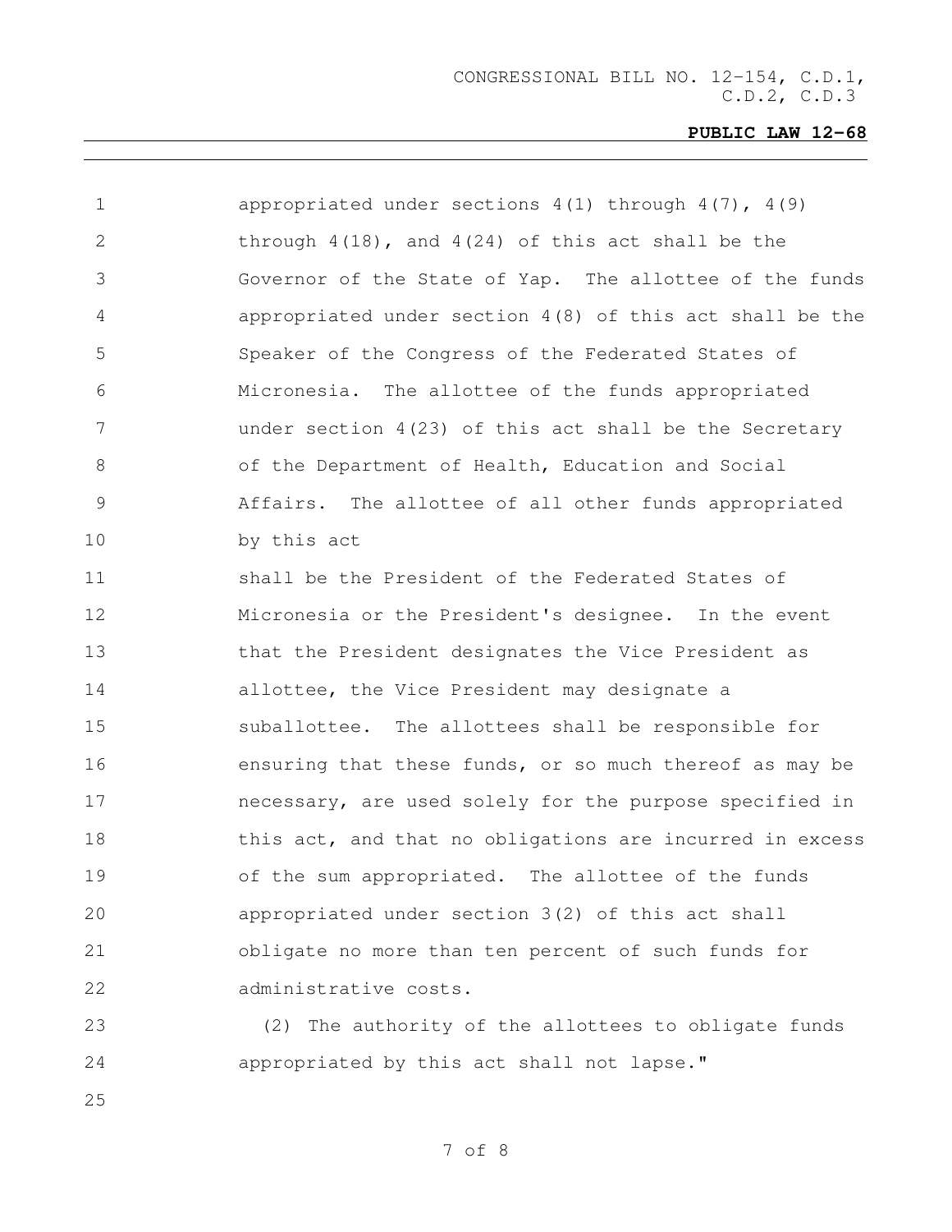appropriated under sections 4(1) through 4(7), 4(9) through 4(18), and 4(24) of this act shall be the Governor of the State of Yap. The allottee of the funds appropriated under section 4(8) of this act shall be the Speaker of the Congress of the Federated States of Micronesia. The allottee of the funds appropriated under section 4(23) of this act shall be the Secretary of the Department of Health, Education and Social Affairs. The allottee of all other funds appropriated by this act shall be the President of the Federated States of Micronesia or the President's designee. In the event that the President designates the Vice President as allottee, the Vice President may designate a suballottee. The allottees shall be responsible for ensuring that these funds, or so much thereof as may be necessary, are used solely for the purpose specified in this act, and that no obligations are incurred in excess of the sum appropriated. The allottee of the funds appropriated under section 3(2) of this act shall obligate no more than ten percent of such funds for administrative costs.

(2) The authority of the allottees to obligate funds appropriated by this act shall not lapse."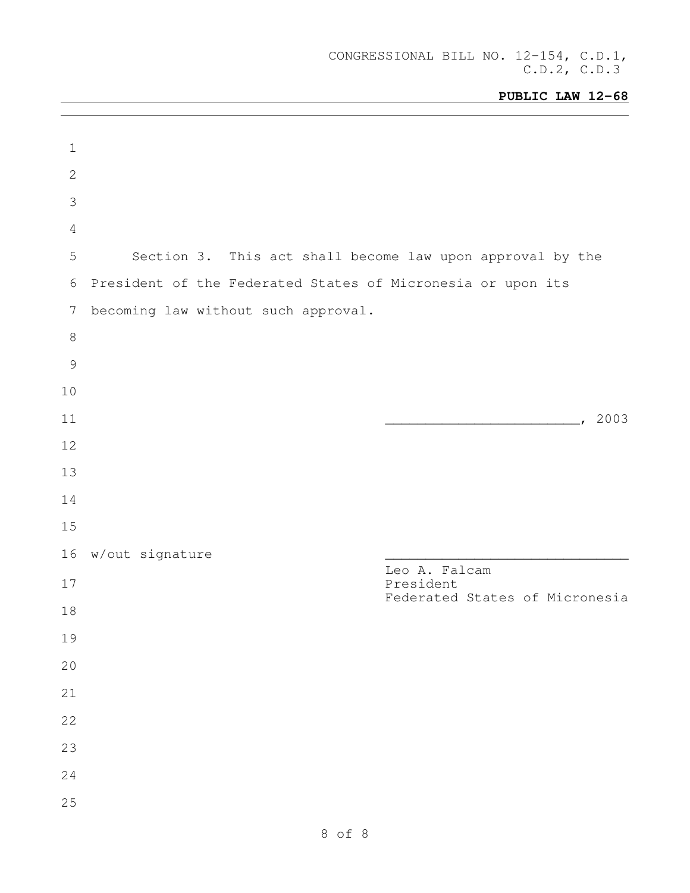CONGRESSIONAL BILL NO. 12-154, C.D.1, C.D.2, C.D.3

**PUBLIC LAW 12-68**

Section 3. This act shall become law upon approval by the President of the Federated States of Micronesia or upon its becoming law without such approval.

_______________________, 2003

w/out signature

_____________________________
Leo A. Falcam
President
Federated States of Micronesia